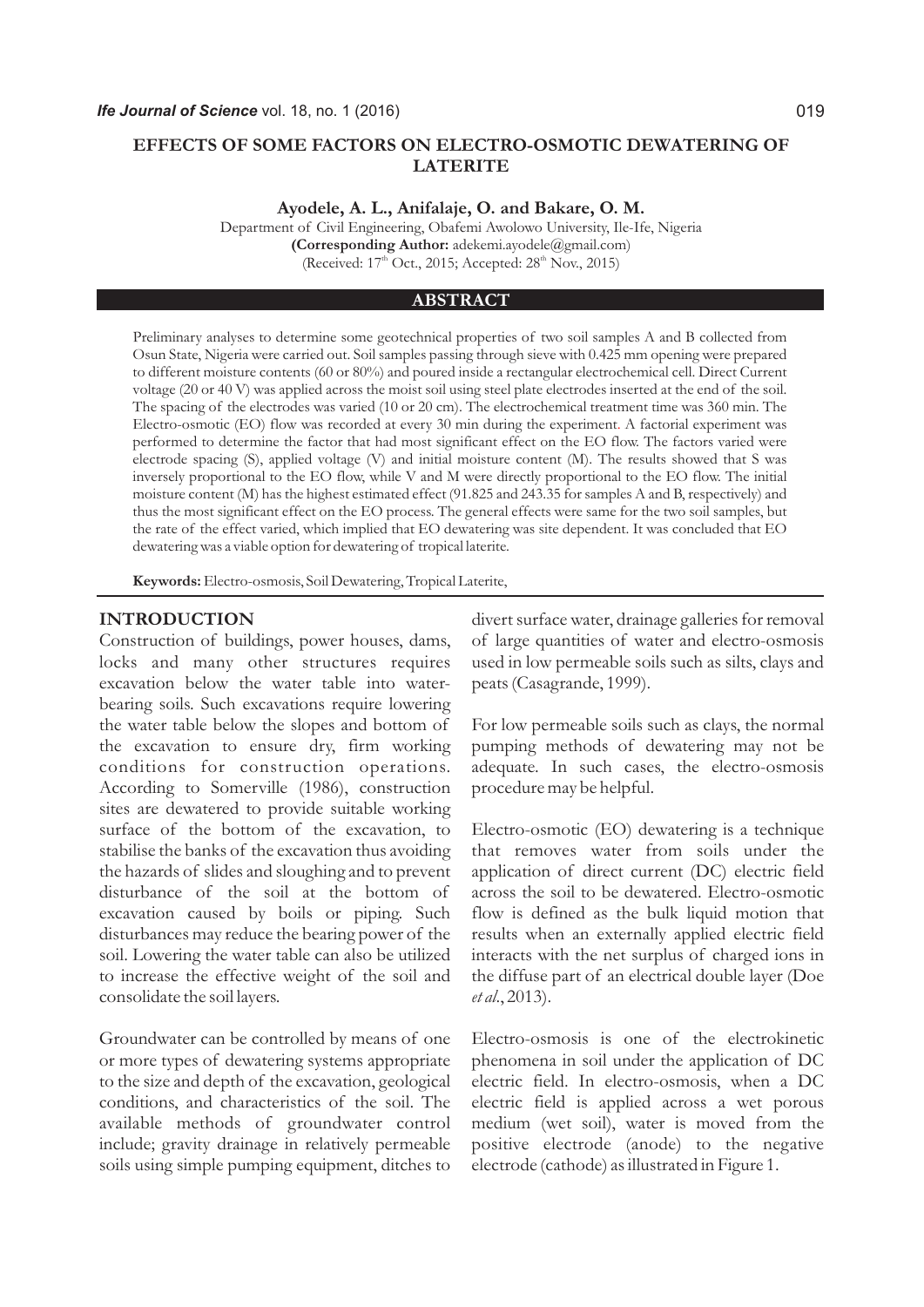# EFFECTS OF SOME FACTORS ON ELECTRO-OSMOTIC DEWATERING OF LATERITE

**Ayodele, A. L., Anifalaje, O. and Bakare, O. M.**

Department of Civil Engineering, Obafemi Awolowo University, Ile-Ife, Nigeria

**(Corresponding Author:** adekemi.ayodele@gmail.com)

(Received: 17th Oct., 2015; Accepted: 28th Nov., 2015)

## ABSTRACT

Preliminary analyses to determine some geotechnical properties of two soil samples A and B collected from Osun State, Nigeria were carried out. Soil samples passing through sieve with 0.425 mm opening were prepared to different moisture contents (60 or 80%) and poured inside a rectangular electrochemical cell. Direct Current voltage (20 or 40 V) was applied across the moist soil using steel plate electrodes inserted at the end of the soil. The spacing of the electrodes was varied (10 or 20 cm). The electrochemical treatment time was 360 min. The Electro-osmotic (EO) flow was recorded at every 30 min during the experiment. A factorial experiment was performed to determine the factor that had most significant effect on the EO flow. The factors varied were electrode spacing (S), applied voltage (V) and initial moisture content (M). The results showed that S was inversely proportional to the EO flow, while V and M were directly proportional to the EO flow. The initial moisture content (M) has the highest estimated effect (91.825 and 243.35 for samples A and B, respectively) and thus the most significant effect on the EO process. The general effects were same for the two soil samples, but the rate of the effect varied, which implied that EO dewatering was site dependent. It was concluded that EO dewatering was a viable option for dewatering of tropical laterite.

**Keywords:** Electro-osmosis, Soil Dewatering, Tropical Laterite,

## INTRODUCTION

Construction of buildings, power houses, dams, locks and many other structures requires excavation below the water table into water-bearing soils. Such excavations require lowering the water table below the slopes and bottom of the excavation to ensure dry, firm working conditions for construction operations. According to Somerville (1986), construction sites are dewatered to provide suitable working surface of the bottom of the excavation, to stabilise the banks of the excavation thus avoiding the hazards of slides and sloughing and to prevent disturbance of the soil at the bottom of excavation caused by boils or piping. Such disturbances may reduce the bearing power of the soil. Lowering the water table can also be utilized to increase the effective weight of the soil and consolidate the soil layers.

Groundwater can be controlled by means of one or more types of dewatering systems appropriate to the size and depth of the excavation, geological conditions, and characteristics of the soil. The available methods of groundwater control include; gravity drainage in relatively permeable soils using simple pumping equipment, ditches to divert surface water, drainage galleries for removal of large quantities of water and electro-osmosis used in low permeable soils such as silts, clays and peats (Casagrande, 1999).

For low permeable soils such as clays, the normal pumping methods of dewatering may not be adequate. In such cases, the electro-osmosis procedure may be helpful.

Electro-osmotic (EO) dewatering is a technique that removes water from soils under the application of direct current (DC) electric field across the soil to be dewatered. Electro-osmotic flow is defined as the bulk liquid motion that results when an externally applied electric field interacts with the net surplus of charged ions in the diffuse part of an electrical double layer (Doe *et al.*, 2013).

Electro-osmosis is one of the electrokinetic phenomena in soil under the application of DC electric field. In electro-osmosis, when a DC electric field is applied across a wet porous medium (wet soil), water is moved from the positive electrode (anode) to the negative electrode (cathode) as illustrated in Figure 1.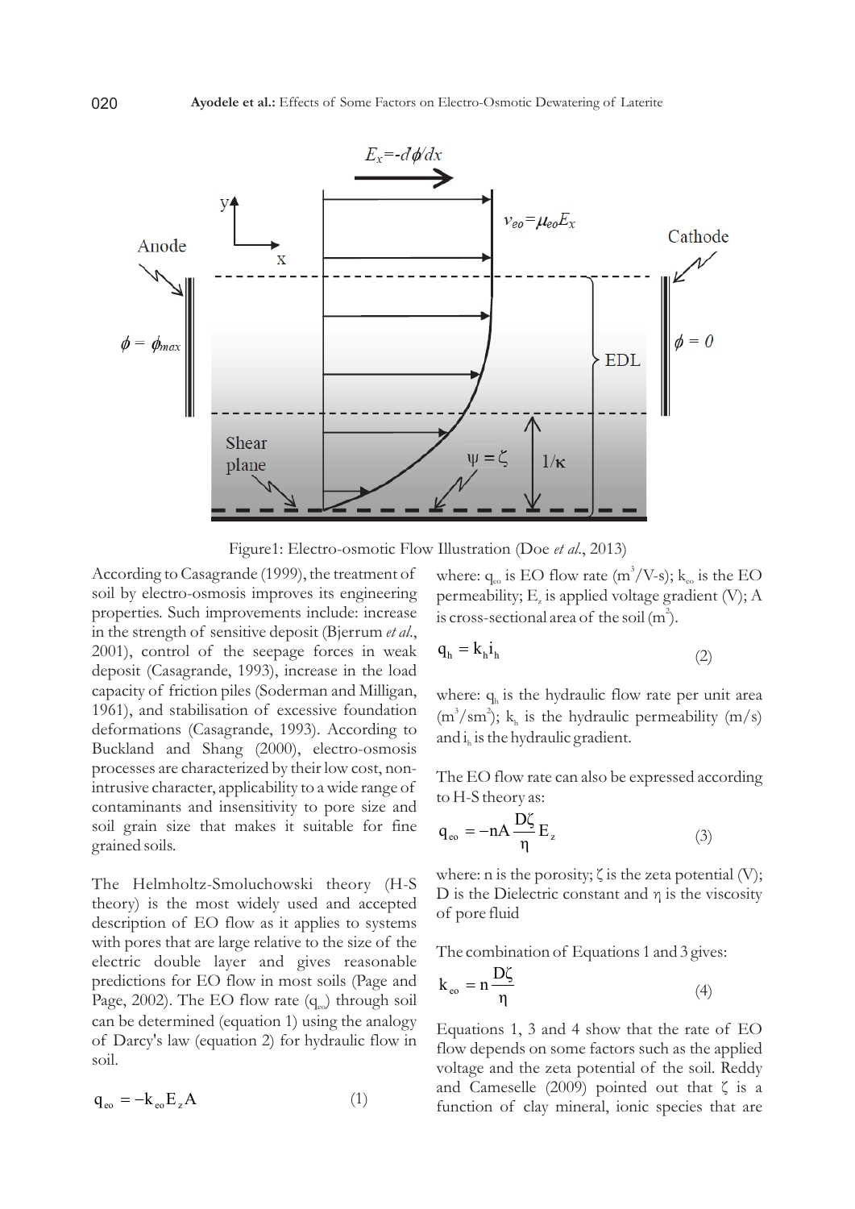Figure1: Electro-osmotic Flow Illustration (Doe *et al.*, 2013)

According to Casagrande (1999), the treatment of soil by electro-osmosis improves its engineering properties. Such improvements include: increase in the strength of sensitive deposit (Bjerrum *et al.*, 2001), control of the seepage forces in weak deposit (Casagrande, 1993), increase in the load capacity of friction piles (Soderman and Milligan, 1961), and stabilisation of excessive foundation deformations (Casagrande, 1993). According to Buckland and Shang (2000), electro-osmosis processes are characterized by their low cost, non-intrusive character, applicability to a wide range of contaminants and insensitivity to pore size and soil grain size that makes it suitable for fine grained soils.

The Helmholtz-Smoluchowski theory (H-S theory) is the most widely used and accepted description of EO flow as it applies to systems with pores that are large relative to the size of the electric double layer and gives reasonable predictions for EO flow in most soils (Page and Page, 2002). The EO flow rate ($q_{eo}$) through soil can be determined (equation 1) using the analogy of Darcy's law (equation 2) for hydraulic flow in soil.

$$q_{eo} = -k_{eo} E_z A \qquad (1)$$

where: $q_{eo}$ is EO flow rate ($m^3$/V-s); $k_{eo}$ is the EO permeability; $E_z$ is applied voltage gradient (V); A is cross-sectional area of the soil ($m^2$).

$$q_h = k_h i_h \qquad (2)$$

where: $q_h$ is the hydraulic flow rate per unit area ($m^3/sm^2$); $k_h$ is the hydraulic permeability (m/s) and $i_h$ is the hydraulic gradient.

The EO flow rate can also be expressed according to H-S theory as:

$$q_{eo} = -nA \frac{D\zeta}{\eta} E_z \qquad (3)$$

where: n is the porosity; $\zeta$ is the zeta potential (V); D is the Dielectric constant and $\eta$ is the viscosity of pore fluid

The combination of Equations 1 and 3 gives:

$$k_{eo} = n \frac{D\zeta}{\eta} \qquad (4)$$

Equations 1, 3 and 4 show that the rate of EO flow depends on some factors such as the applied voltage and the zeta potential of the soil. Reddy and Cameselle (2009) pointed out that $\zeta$ is a function of clay mineral, ionic species that are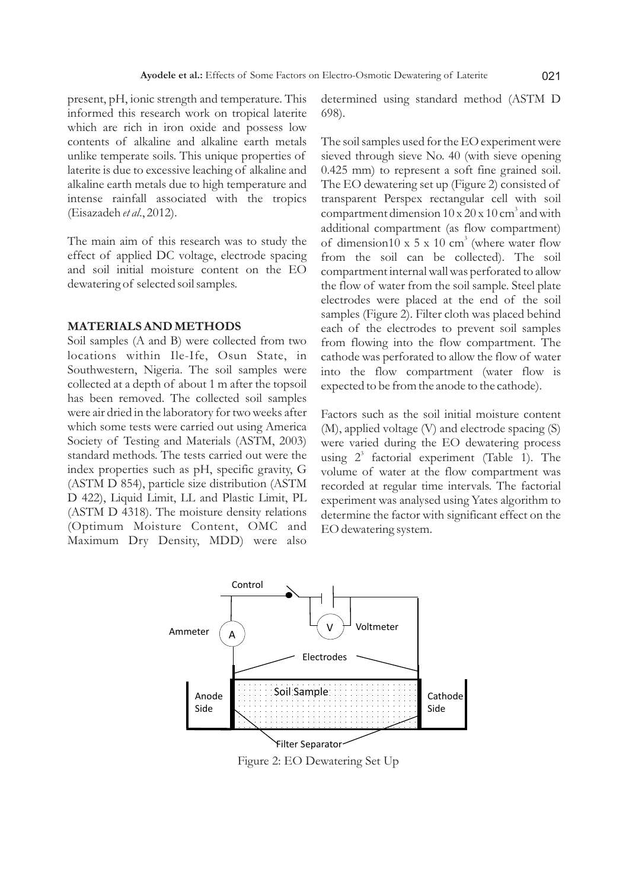present, pH, ionic strength and temperature. This informed this research work on tropical laterite which are rich in iron oxide and possess low contents of alkaline and alkaline earth metals unlike temperate soils. This unique properties of laterite is due to excessive leaching of alkaline and alkaline earth metals due to high temperature and intense rainfall associated with the tropics (Eisazadeh *et al.*, 2012).

The main aim of this research was to study the effect of applied DC voltage, electrode spacing and soil initial moisture content on the EO dewatering of selected soil samples.

## MATERIALS AND METHODS

Soil samples (A and B) were collected from two locations within Ile-Ife, Osun State, in Southwestern, Nigeria. The soil samples were collected at a depth of about 1 m after the topsoil has been removed. The collected soil samples were air dried in the laboratory for two weeks after which some tests were carried out using America Society of Testing and Materials (ASTM, 2003) standard methods. The tests carried out were the index properties such as pH, specific gravity, G (ASTM D 854), particle size distribution (ASTM D 422), Liquid Limit, LL and Plastic Limit, PL (ASTM D 4318). The moisture density relations (Optimum Moisture Content, OMC and Maximum Dry Density, MDD) were also determined using standard method (ASTM D 698).

The soil samples used for the EO experiment were sieved through sieve No. 40 (with sieve opening 0.425 mm) to represent a soft fine grained soil. The EO dewatering set up (Figure 2) consisted of transparent Perspex rectangular cell with soil compartment dimension $10 \times 20 \times 10\ cm^3$ and with additional compartment (as flow compartment) of dimension $10 \times 5 \times 10\ cm^3$ (where water flow from the soil can be collected). The soil compartment internal wall was perforated to allow the flow of water from the soil sample. Steel plate electrodes were placed at the end of the soil samples (Figure 2). Filter cloth was placed behind each of the electrodes to prevent soil samples from flowing into the flow compartment. The cathode was perforated to allow the flow of water into the flow compartment (water flow is expected to be from the anode to the cathode).

Factors such as the soil initial moisture content (M), applied voltage (V) and electrode spacing (S) were varied during the EO dewatering process using $2^3$ factorial experiment (Table 1). The volume of water at the flow compartment was recorded at regular time intervals. The factorial experiment was analysed using Yates algorithm to determine the factor with significant effect on the EO dewatering system.

Figure 2: EO Dewatering Set Up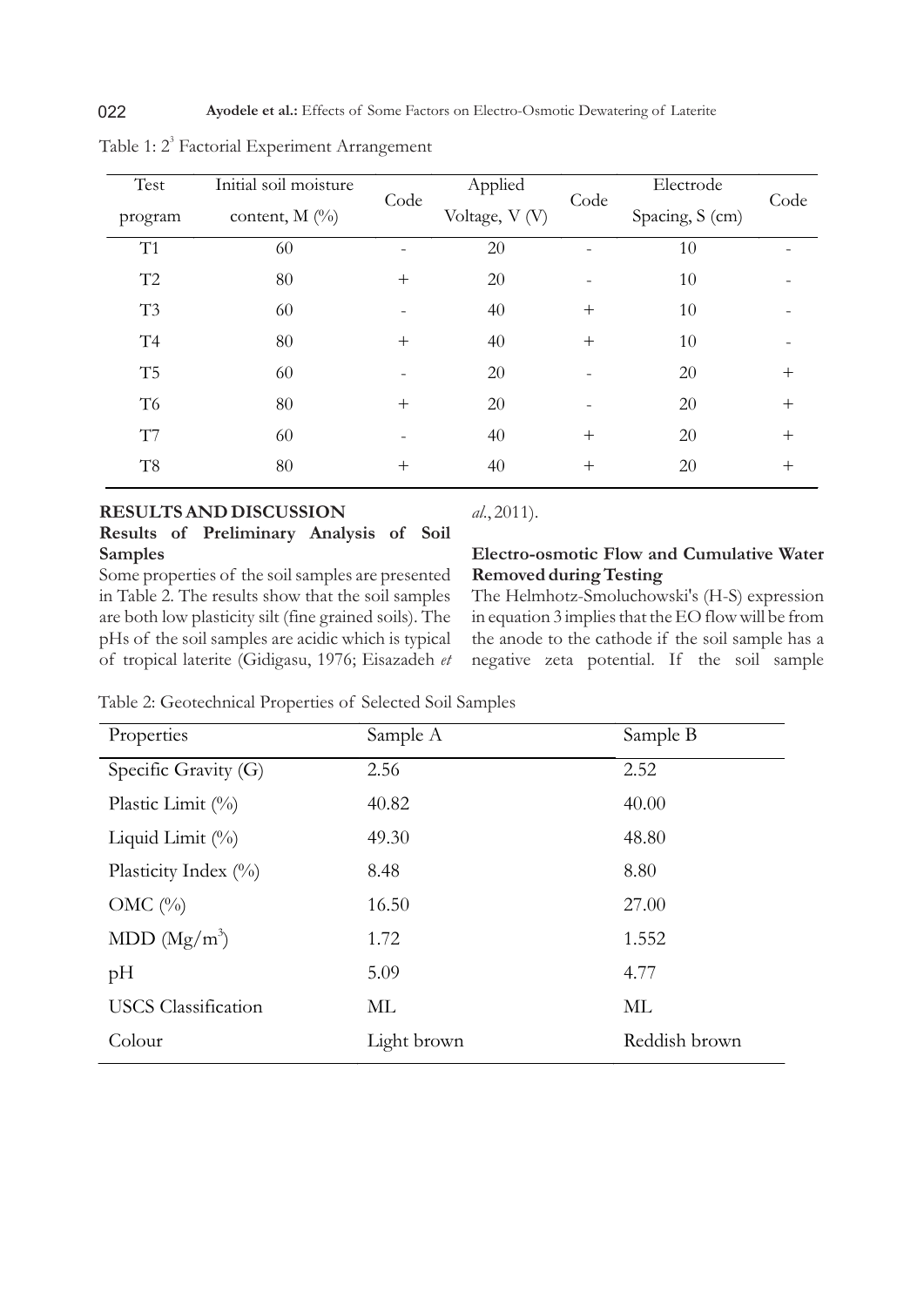Table 1: $2^3$ Factorial Experiment Arrangement

| Test program | Initial soil moisture content, M (%) | Code | Applied Voltage, V (V) | Code | Electrode Spacing, S (cm) | Code |
|---|---|---|---|---|---|---|
| T1 | 60 | - | 20 | - | 10 | - |
| T2 | 80 | + | 20 | - | 10 | - |
| T3 | 60 | - | 40 | + | 10 | - |
| T4 | 80 | + | 40 | + | 10 | - |
| T5 | 60 | - | 20 | - | 20 | + |
| T6 | 80 | + | 20 | - | 20 | + |
| T7 | 60 | - | 40 | + | 20 | + |
| T8 | 80 | + | 40 | + | 20 | + |

## RESULTS AND DISCUSSION

### Results of Preliminary Analysis of Soil Samples

Some properties of the soil samples are presented in Table 2. The results show that the soil samples are both low plasticity silt (fine grained soils). The pHs of the soil samples are acidic which is typical of tropical laterite (Gidigasu, 1976; Eisazadeh *et al.*, 2011).

### Electro-osmotic Flow and Cumulative Water Removed during Testing

The Helmhotz-Smoluchowski's (H-S) expression in equation 3 implies that the EO flow will be from the anode to the cathode if the soil sample has a negative zeta potential. If the soil sample

Table 2: Geotechnical Properties of Selected Soil Samples

| Properties | Sample A | Sample B |
|---|---|---|
| Specific Gravity (G) | 2.56 | 2.52 |
| Plastic Limit (%) | 40.82 | 40.00 |
| Liquid Limit (%) | 49.30 | 48.80 |
| Plasticity Index (%) | 8.48 | 8.80 |
| OMC (%) | 16.50 | 27.00 |
| MDD ($Mg/m^3$) | 1.72 | 1.552 |
| pH | 5.09 | 4.77 |
| USCS Classification | ML | ML |
| Colour | Light brown | Reddish brown |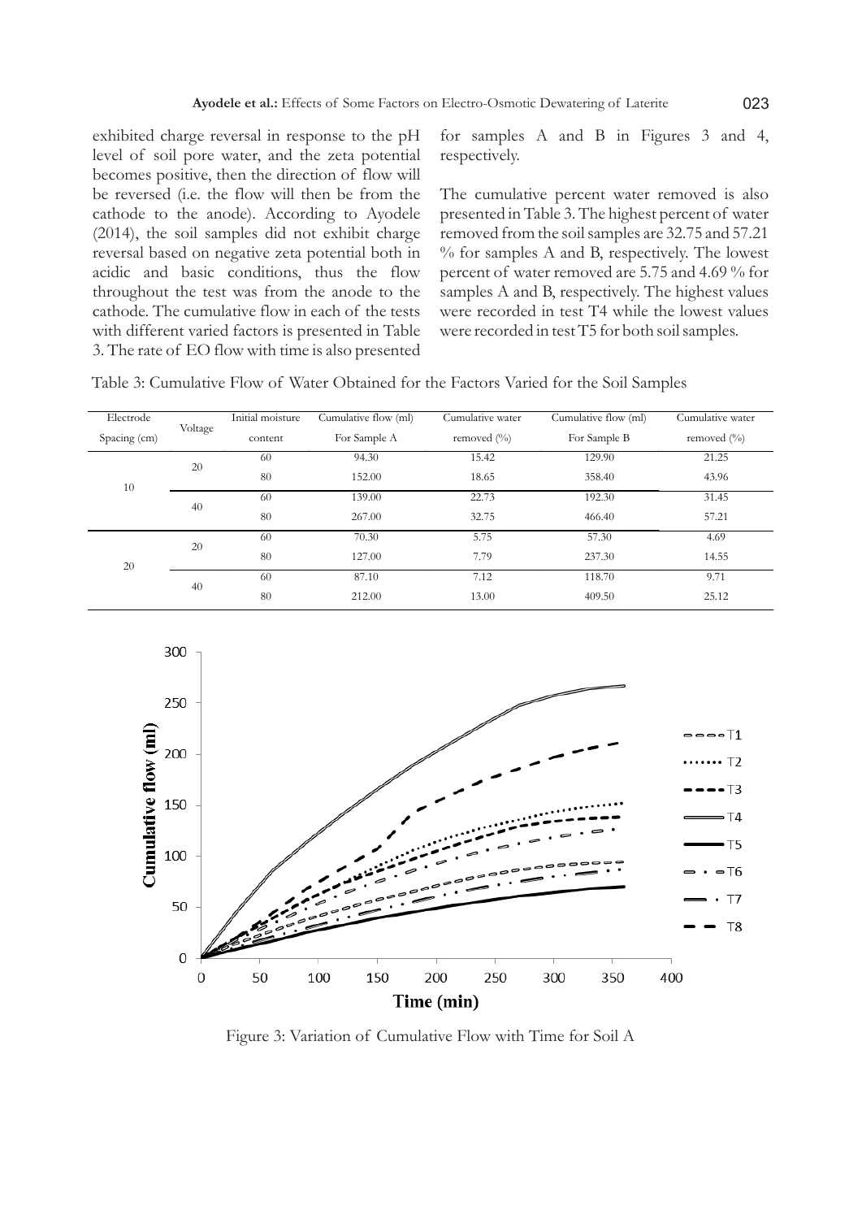exhibited charge reversal in response to the pH level of soil pore water, and the zeta potential becomes positive, then the direction of flow will be reversed (i.e. the flow will then be from the cathode to the anode). According to Ayodele (2014), the soil samples did not exhibit charge reversal based on negative zeta potential both in acidic and basic conditions, thus the flow throughout the test was from the anode to the cathode. The cumulative flow in each of the tests with different varied factors is presented in Table 3. The rate of EO flow with time is also presented for samples A and B in Figures 3 and 4, respectively.

The cumulative percent water removed is also presented in Table 3. The highest percent of water removed from the soil samples are 32.75 and 57.21 % for samples A and B, respectively. The lowest percent of water removed are 5.75 and 4.69 % for samples A and B, respectively. The highest values were recorded in test T4 while the lowest values were recorded in test T5 for both soil samples.

Table 3: Cumulative Flow of Water Obtained for the Factors Varied for the Soil Samples

| Electrode Spacing (cm) | Voltage | Initial moisture content | Cumulative flow (ml) For Sample A | Cumulative water removed (%) | Cumulative flow (ml) For Sample B | Cumulative water removed (%) |
|---|---|---|---|---|---|---|
| 10 | 20 | 60 | 94.30 | 15.42 | 129.90 | 21.25 |
| | | 80 | 152.00 | 18.65 | 358.40 | 43.96 |
| | 40 | 60 | 139.00 | 22.73 | 192.30 | 31.45 |
| | | 80 | 267.00 | 32.75 | 466.40 | 57.21 |
| 20 | 20 | 60 | 70.30 | 5.75 | 57.30 | 4.69 |
| | | 80 | 127.00 | 7.79 | 237.30 | 14.55 |
| | 40 | 60 | 87.10 | 7.12 | 118.70 | 9.71 |
| | | 80 | 212.00 | 13.00 | 409.50 | 25.12 |

Figure 3: Variation of Cumulative Flow with Time for Soil A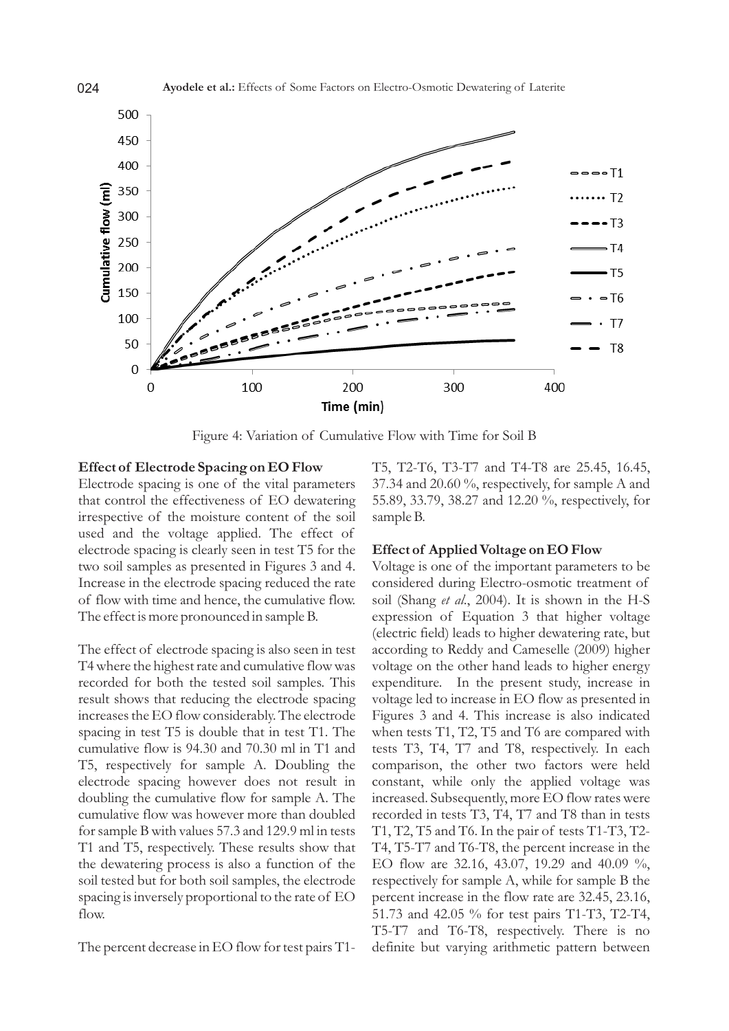Figure 4: Variation of Cumulative Flow with Time for Soil B

**Effect of Electrode Spacing on EO Flow**

Electrode spacing is one of the vital parameters that control the effectiveness of EO dewatering irrespective of the moisture content of the soil used and the voltage applied. The effect of electrode spacing is clearly seen in test T5 for the two soil samples as presented in Figures 3 and 4. Increase in the electrode spacing reduced the rate of flow with time and hence, the cumulative flow. The effect is more pronounced in sample B.

The effect of electrode spacing is also seen in test T4 where the highest rate and cumulative flow was recorded for both the tested soil samples. This result shows that reducing the electrode spacing increases the EO flow considerably. The electrode spacing in test T5 is double that in test T1. The cumulative flow is 94.30 and 70.30 ml in T1 and T5, respectively for sample A. Doubling the electrode spacing however does not result in doubling the cumulative flow for sample A. The cumulative flow was however more than doubled for sample B with values 57.3 and 129.9 ml in tests T1 and T5, respectively. These results show that the dewatering process is also a function of the soil tested but for both soil samples, the electrode spacing is inversely proportional to the rate of EO flow.

The percent decrease in EO flow for test pairs T1-T5, T2-T6, T3-T7 and T4-T8 are 25.45, 16.45, 37.34 and 20.60 %, respectively, for sample A and 55.89, 33.79, 38.27 and 12.20 %, respectively, for sample B.

**Effect of Applied Voltage on EO Flow**

Voltage is one of the important parameters to be considered during Electro-osmotic treatment of soil (Shang *et al.*, 2004). It is shown in the H-S expression of Equation 3 that higher voltage (electric field) leads to higher dewatering rate, but according to Reddy and Cameselle (2009) higher voltage on the other hand leads to higher energy expenditure. In the present study, increase in voltage led to increase in EO flow as presented in Figures 3 and 4. This increase is also indicated when tests T1, T2, T5 and T6 are compared with tests T3, T4, T7 and T8, respectively. In each comparison, the other two factors were held constant, while only the applied voltage was increased. Subsequently, more EO flow rates were recorded in tests T3, T4, T7 and T8 than in tests T1, T2, T5 and T6. In the pair of tests T1-T3, T2-T4, T5-T7 and T6-T8, the percent increase in the EO flow are 32.16, 43.07, 19.29 and 40.09 %, respectively for sample A, while for sample B the percent increase in the flow rate are 32.45, 23.16, 51.73 and 42.05 % for test pairs T1-T3, T2-T4, T5-T7 and T6-T8, respectively. There is no definite but varying arithmetic pattern between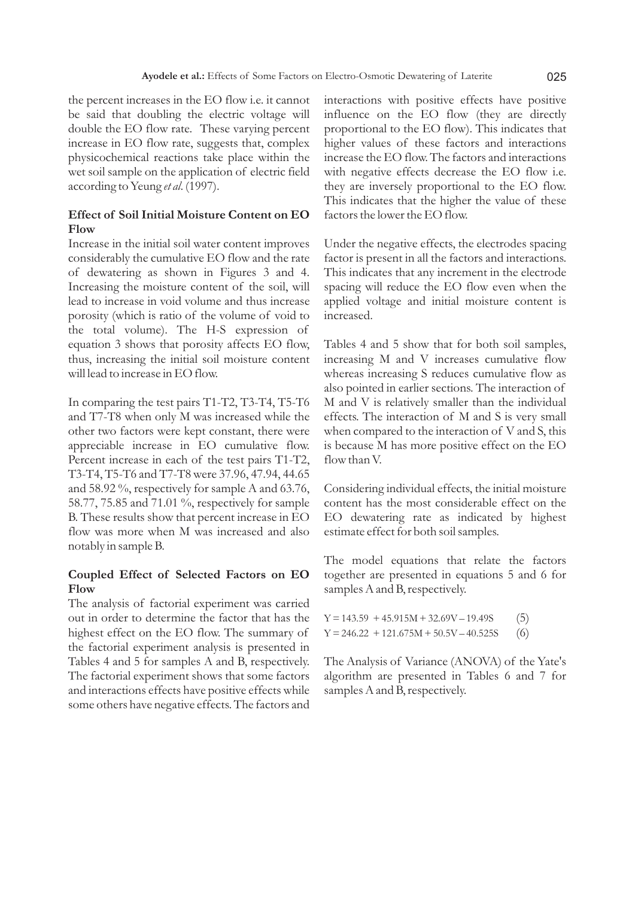the percent increases in the EO flow i.e. it cannot be said that doubling the electric voltage will double the EO flow rate. These varying percent increase in EO flow rate, suggests that, complex physicochemical reactions take place within the wet soil sample on the application of electric field according to Yeung *et al*. (1997).

### Effect of Soil Initial Moisture Content on EO Flow

Increase in the initial soil water content improves considerably the cumulative EO flow and the rate of dewatering as shown in Figures 3 and 4. Increasing the moisture content of the soil, will lead to increase in void volume and thus increase porosity (which is ratio of the volume of void to the total volume). The H-S expression of equation 3 shows that porosity affects EO flow, thus, increasing the initial soil moisture content will lead to increase in EO flow.

In comparing the test pairs T1-T2, T3-T4, T5-T6 and T7-T8 when only M was increased while the other two factors were kept constant, there were appreciable increase in EO cumulative flow. Percent increase in each of the test pairs T1-T2, T3-T4, T5-T6 and T7-T8 were 37.96, 47.94, 44.65 and 58.92 %, respectively for sample A and 63.76, 58.77, 75.85 and 71.01 %, respectively for sample B. These results show that percent increase in EO flow was more when M was increased and also notably in sample B.

### Coupled Effect of Selected Factors on EO Flow

The analysis of factorial experiment was carried out in order to determine the factor that has the highest effect on the EO flow. The summary of the factorial experiment analysis is presented in Tables 4 and 5 for samples A and B, respectively. The factorial experiment shows that some factors and interactions effects have positive effects while some others have negative effects. The factors and interactions with positive effects have positive influence on the EO flow (they are directly proportional to the EO flow). This indicates that higher values of these factors and interactions increase the EO flow. The factors and interactions with negative effects decrease the EO flow i.e. they are inversely proportional to the EO flow. This indicates that the higher the value of these factors the lower the EO flow.

Under the negative effects, the electrodes spacing factor is present in all the factors and interactions. This indicates that any increment in the electrode spacing will reduce the EO flow even when the applied voltage and initial moisture content is increased.

Tables 4 and 5 show that for both soil samples, increasing M and V increases cumulative flow whereas increasing S reduces cumulative flow as also pointed in earlier sections. The interaction of M and V is relatively smaller than the individual effects. The interaction of M and S is very small when compared to the interaction of V and S, this is because M has more positive effect on the EO flow than V.

Considering individual effects, the initial moisture content has the most considerable effect on the EO dewatering rate as indicated by highest estimate effect for both soil samples.

The model equations that relate the factors together are presented in equations 5 and 6 for samples A and B, respectively.

$$Y = 143.59 + 45.915M + 32.69V - 19.49S \quad (5)$$

$$Y = 246.22 + 121.675M + 50.5V - 40.525S \quad (6)$$

The Analysis of Variance (ANOVA) of the Yate's algorithm are presented in Tables 6 and 7 for samples A and B, respectively.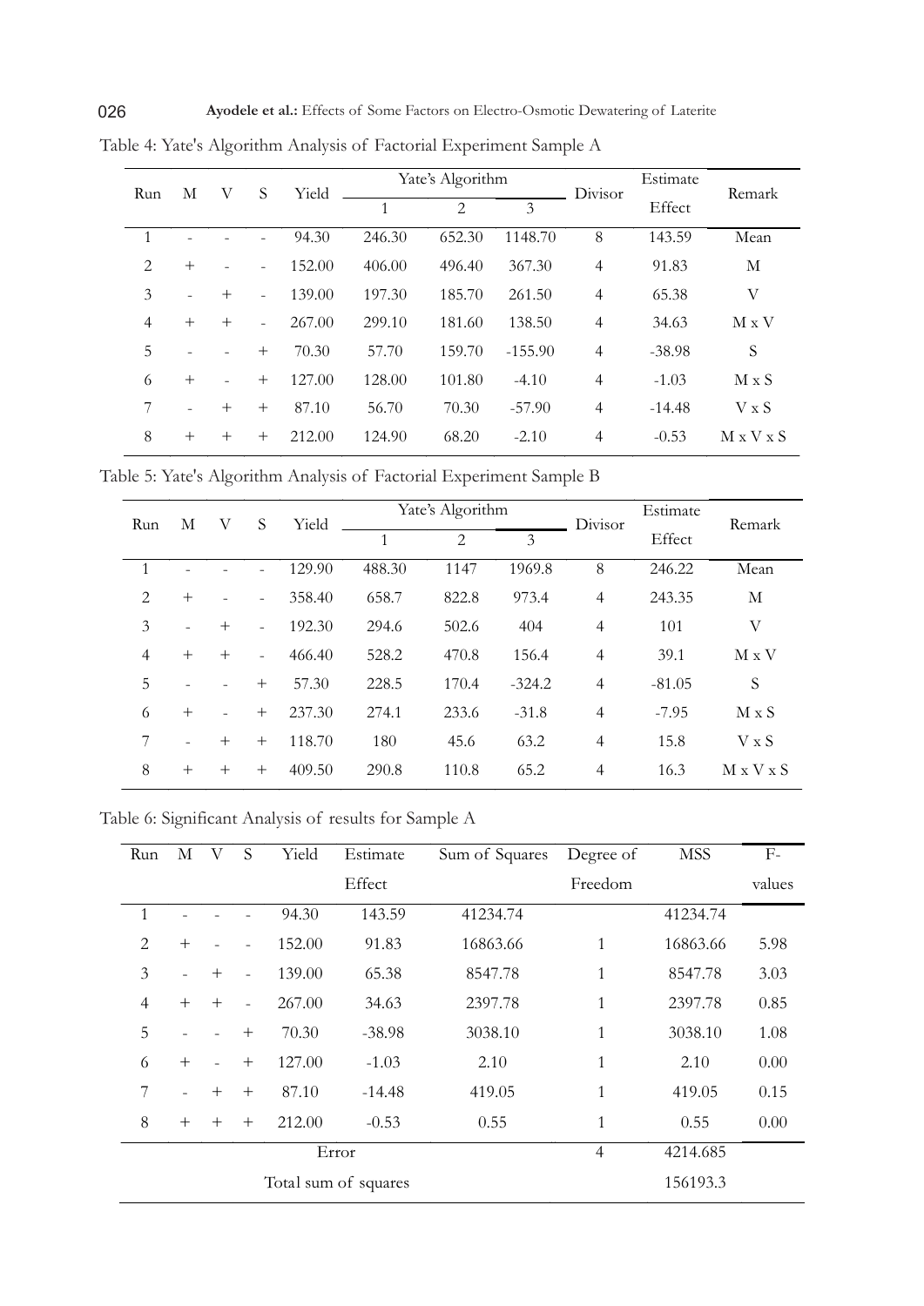Table 4: Yate's Algorithm Analysis of Factorial Experiment Sample A

| Run | M | V | S | Yield | Yate's Algorithm | | | Divisor | Estimate Effect | Remark |
|---|---|---|---|---|---|---|---|---|---|---|
| | | | | | 1 | 2 | 3 | | | |
| 1 | - | - | - | 94.30 | 246.30 | 652.30 | 1148.70 | 8 | 143.59 | Mean |
| 2 | + | - | - | 152.00 | 406.00 | 496.40 | 367.30 | 4 | 91.83 | M |
| 3 | - | + | - | 139.00 | 197.30 | 185.70 | 261.50 | 4 | 65.38 | V |
| 4 | + | + | - | 267.00 | 299.10 | 181.60 | 138.50 | 4 | 34.63 | M x V |
| 5 | - | - | + | 70.30 | 57.70 | 159.70 | -155.90 | 4 | -38.98 | S |
| 6 | + | - | + | 127.00 | 128.00 | 101.80 | -4.10 | 4 | -1.03 | M x S |
| 7 | - | + | + | 87.10 | 56.70 | 70.30 | -57.90 | 4 | -14.48 | V x S |
| 8 | + | + | + | 212.00 | 124.90 | 68.20 | -2.10 | 4 | -0.53 | M x V x S |

Table 5: Yate's Algorithm Analysis of Factorial Experiment Sample B

| Run | M | V | S | Yield | Yate's Algorithm | | | Divisor | Estimate Effect | Remark |
|---|---|---|---|---|---|---|---|---|---|---|
| | | | | | 1 | 2 | 3 | | | |
| 1 | - | - | - | 129.90 | 488.30 | 1147 | 1969.8 | 8 | 246.22 | Mean |
| 2 | + | - | - | 358.40 | 658.7 | 822.8 | 973.4 | 4 | 243.35 | M |
| 3 | - | + | - | 192.30 | 294.6 | 502.6 | 404 | 4 | 101 | V |
| 4 | + | + | - | 466.40 | 528.2 | 470.8 | 156.4 | 4 | 39.1 | M x V |
| 5 | - | - | + | 57.30 | 228.5 | 170.4 | -324.2 | 4 | -81.05 | S |
| 6 | + | - | + | 237.30 | 274.1 | 233.6 | -31.8 | 4 | -7.95 | M x S |
| 7 | - | + | + | 118.70 | 180 | 45.6 | 63.2 | 4 | 15.8 | V x S |
| 8 | + | + | + | 409.50 | 290.8 | 110.8 | 65.2 | 4 | 16.3 | M x V x S |

Table 6: Significant Analysis of results for Sample A

| Run | M | V | S | Yield | Estimate Effect | Sum of Squares | Degree of Freedom | MSS | F-values |
|---|---|---|---|---|---|---|---|---|---|
| 1 | - | - | - | 94.30 | 143.59 | 41234.74 | | 41234.74 | |
| 2 | + | - | - | 152.00 | 91.83 | 16863.66 | 1 | 16863.66 | 5.98 |
| 3 | - | + | - | 139.00 | 65.38 | 8547.78 | 1 | 8547.78 | 3.03 |
| 4 | + | + | - | 267.00 | 34.63 | 2397.78 | 1 | 2397.78 | 0.85 |
| 5 | - | - | + | 70.30 | -38.98 | 3038.10 | 1 | 3038.10 | 1.08 |
| 6 | + | - | + | 127.00 | -1.03 | 2.10 | 1 | 2.10 | 0.00 |
| 7 | - | + | + | 87.10 | -14.48 | 419.05 | 1 | 419.05 | 0.15 |
| 8 | + | + | + | 212.00 | -0.53 | 0.55 | 1 | 0.55 | 0.00 |
| | | | | Error | | | 4 | 4214.685 | |
| | | | | Total sum of squares | | | | 156193.3 | |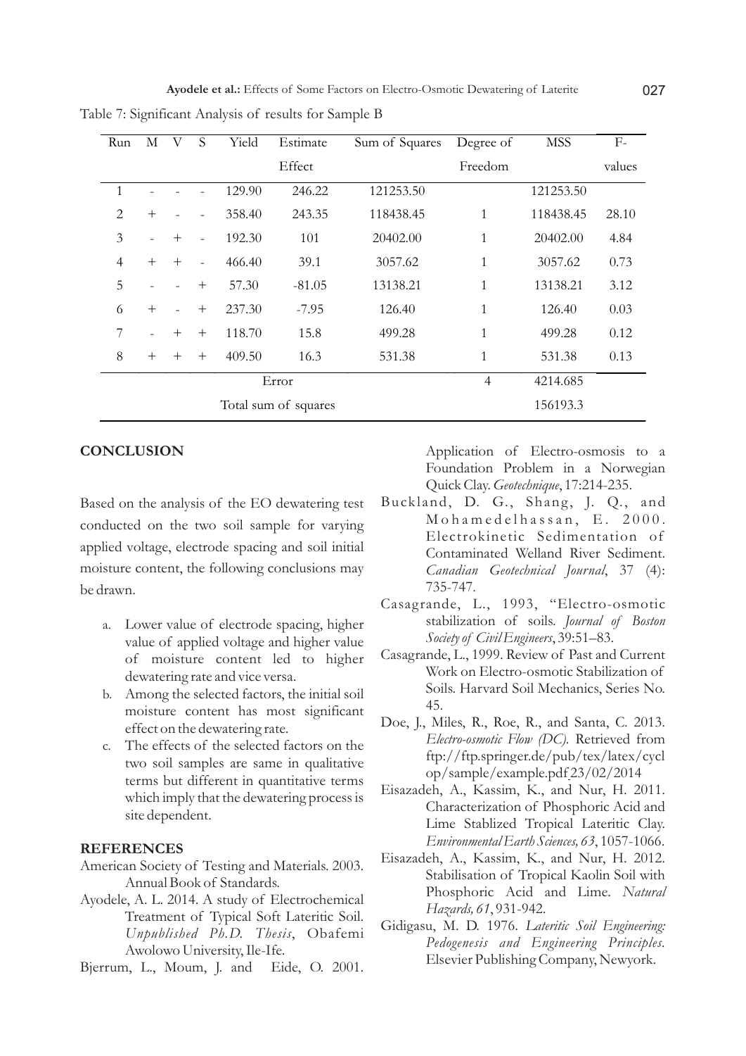Table 7: Significant Analysis of results for Sample B

| Run | M | V | S | Yield | Estimate Effect | Sum of Squares | Degree of Freedom | MSS | F-values |
|---|---|---|---|---|---|---|---|---|---|
| 1 | - | - | - | 129.90 | 246.22 | 121253.50 | | 121253.50 | |
| 2 | + | - | - | 358.40 | 243.35 | 118438.45 | 1 | 118438.45 | 28.10 |
| 3 | - | + | - | 192.30 | 101 | 20402.00 | 1 | 20402.00 | 4.84 |
| 4 | + | + | - | 466.40 | 39.1 | 3057.62 | 1 | 3057.62 | 0.73 |
| 5 | - | - | + | 57.30 | -81.05 | 13138.21 | 1 | 13138.21 | 3.12 |
| 6 | + | - | + | 237.30 | -7.95 | 126.40 | 1 | 126.40 | 0.03 |
| 7 | - | + | + | 118.70 | 15.8 | 499.28 | 1 | 499.28 | 0.12 |
| 8 | + | + | + | 409.50 | 16.3 | 531.38 | 1 | 531.38 | 0.13 |
| | | | | Error | | | 4 | 4214.685 | |
| | | | | Total sum of squares | | | | 156193.3 | |

## CONCLUSION

Based on the analysis of the EO dewatering test conducted on the two soil sample for varying applied voltage, electrode spacing and soil initial moisture content, the following conclusions may be drawn.

a. Lower value of electrode spacing, higher value of applied voltage and higher value of moisture content led to higher dewatering rate and vice versa.
b. Among the selected factors, the initial soil moisture content has most significant effect on the dewatering rate.
c. The effects of the selected factors on the two soil samples are same in qualitative terms but different in quantitative terms which imply that the dewatering process is site dependent.

## REFERENCES

American Society of Testing and Materials. 2003. Annual Book of Standards.

Ayodele, A. L. 2014. A study of Electrochemical Treatment of Typical Soft Lateritic Soil. *Unpublished Ph.D. Thesis*, Obafemi Awolowo University, Ile-Ife.

Bjerrum, L., Moum, J. and Eide, O. 2001. Application of Electro-osmosis to a Foundation Problem in a Norwegian Quick Clay. *Geotechnique*, 17:214-235.

Buckland, D. G., Shang, J. Q., and Mohamedelhassan, E. 2000. Electrokinetic Sedimentation of Contaminated Welland River Sediment. *Canadian Geotechnical Journal*, 37 (4): 735-747.

Casagrande, L., 1993, "Electro-osmotic stabilization of soils. *Journal of Boston Society of Civil Engineers*, 39:51–83.

Casagrande, L., 1999. Review of Past and Current Work on Electro-osmotic Stabilization of Soils. Harvard Soil Mechanics, Series No. 45.

Doe, J., Miles, R., Roe, R., and Santa, C. 2013. *Electro-osmotic Flow (DC).* Retrieved from ftp://ftp.springer.de/pub/tex/latex/cyclop/sample/example.pdf 23/02/2014

Eisazadeh, A., Kassim, K., and Nur, H. 2011. Characterization of Phosphoric Acid and Lime Stablized Tropical Lateritic Clay. *Environmental Earth Sciences, 63*, 1057-1066.

Eisazadeh, A., Kassim, K., and Nur, H. 2012. Stabilisation of Tropical Kaolin Soil with Phosphoric Acid and Lime. *Natural Hazards, 61*, 931-942.

Gidigasu, M. D. 1976. *Lateritic Soil Engineering: Pedogenesis and Engineering Principles*. Elsevier Publishing Company, Newyork.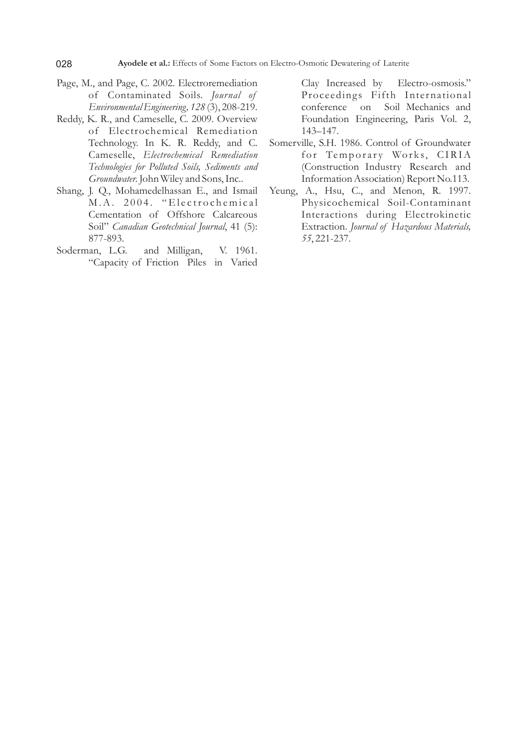Page, M., and Page, C. 2002. Electroremediation of Contaminated Soils. *Journal of Environmental Engineering, 128* (3), 208-219.

Reddy, K. R., and Cameselle, C. 2009. Overview of Electrochemical Remediation Technology. In K. R. Reddy, and C. Cameselle, *Electrochemical Remediation Technologies for Polluted Soils, Sediments and Groundwater.* John Wiley and Sons, Inc..

Shang, J. Q., Mohamedelhassan E., and Ismail M.A. 2004. "Electrochemical Cementation of Offshore Calcareous Soil" *Canadian Geotechnical Journal*, 41 (5): 877-893.

Soderman, L.G. and Milligan, V. 1961. "Capacity of Friction Piles in Varied Clay Increased by Electro-osmosis." Proceedings Fifth International conference on Soil Mechanics and Foundation Engineering, Paris Vol. 2, 143–147.

Somerville, S.H. 1986. Control of Groundwater for Temporary Works, CIRIA (Construction Industry Research and Information Association) Report No.113.

Yeung, A., Hsu, C., and Menon, R. 1997. Physicochemical Soil-Contaminant Interactions during Electrokinetic Extraction. *Journal of Hazardous Materials, 55*, 221-237.